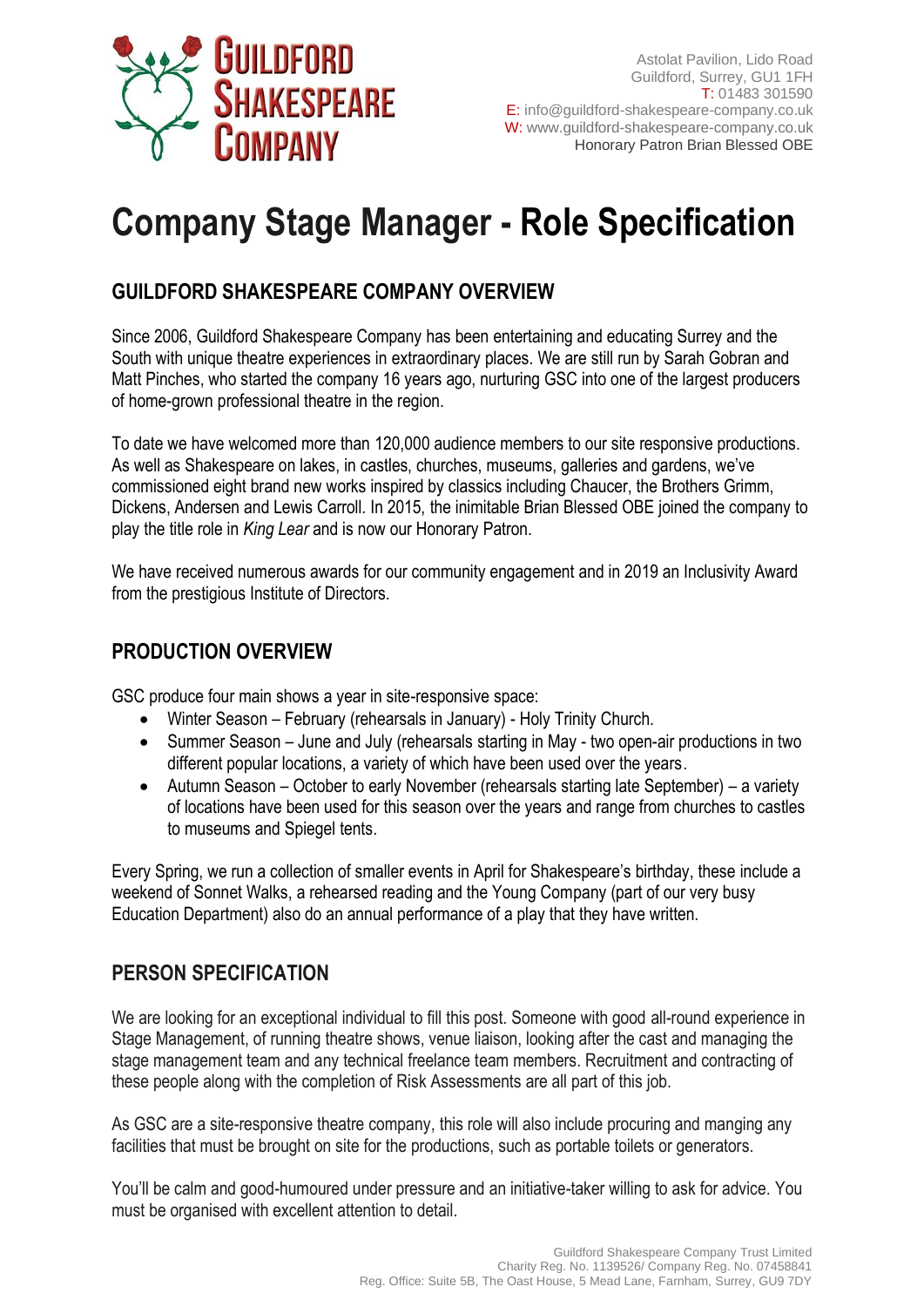Guildford Shakespeare Company

Astolat Pavilion, Lido Road
Guildford, Surrey, GU1 1FH
T: 01483 301590
E: info@guildford-shakespeare-company.co.uk
W: www.guildford-shakespeare-company.co.uk
Honorary Patron Brian Blessed OBE

# Company Stage Manager - Role Specification

## GUILDFORD SHAKESPEARE COMPANY OVERVIEW

Since 2006, Guildford Shakespeare Company has been entertaining and educating Surrey and the South with unique theatre experiences in extraordinary places. We are still run by Sarah Gobran and Matt Pinches, who started the company 16 years ago, nurturing GSC into one of the largest producers of home-grown professional theatre in the region.

To date we have welcomed more than 120,000 audience members to our site responsive productions. As well as Shakespeare on lakes, in castles, churches, museums, galleries and gardens, we've commissioned eight brand new works inspired by classics including Chaucer, the Brothers Grimm, Dickens, Andersen and Lewis Carroll. In 2015, the inimitable Brian Blessed OBE joined the company to play the title role in *King Lear* and is now our Honorary Patron.

We have received numerous awards for our community engagement and in 2019 an Inclusivity Award from the prestigious Institute of Directors.

## PRODUCTION OVERVIEW

GSC produce four main shows a year in site-responsive space:

- Winter Season – February (rehearsals in January) - Holy Trinity Church.
- Summer Season – June and July (rehearsals starting in May - two open-air productions in two different popular locations, a variety of which have been used over the years.
- Autumn Season – October to early November (rehearsals starting late September) – a variety of locations have been used for this season over the years and range from churches to castles to museums and Spiegel tents.

Every Spring, we run a collection of smaller events in April for Shakespeare's birthday, these include a weekend of Sonnet Walks, a rehearsed reading and the Young Company (part of our very busy Education Department) also do an annual performance of a play that they have written.

## PERSON SPECIFICATION

We are looking for an exceptional individual to fill this post. Someone with good all-round experience in Stage Management, of running theatre shows, venue liaison, looking after the cast and managing the stage management team and any technical freelance team members. Recruitment and contracting of these people along with the completion of Risk Assessments are all part of this job.

As GSC are a site-responsive theatre company, this role will also include procuring and manging any facilities that must be brought on site for the productions, such as portable toilets or generators.

You'll be calm and good-humoured under pressure and an initiative-taker willing to ask for advice. You must be organised with excellent attention to detail.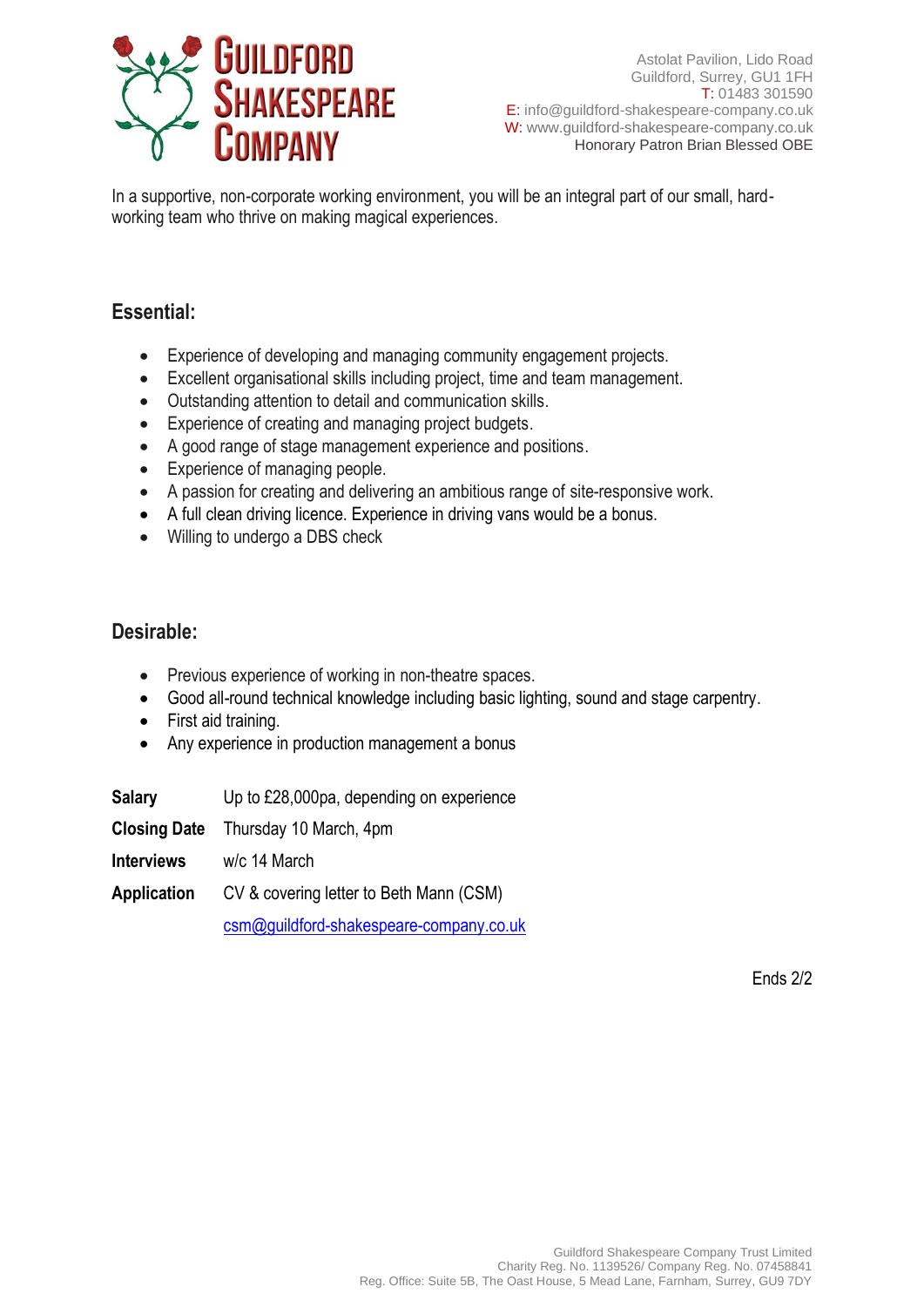In a supportive, non-corporate working environment, you will be an integral part of our small, hard-working team who thrive on making magical experiences.

## Essential:

- Experience of developing and managing community engagement projects.
- Excellent organisational skills including project, time and team management.
- Outstanding attention to detail and communication skills.
- Experience of creating and managing project budgets.
- A good range of stage management experience and positions.
- Experience of managing people.
- A passion for creating and delivering an ambitious range of site-responsive work.
- A full clean driving licence. Experience in driving vans would be a bonus.
- Willing to undergo a DBS check

## Desirable:

- Previous experience of working in non-theatre spaces.
- Good all-round technical knowledge including basic lighting, sound and stage carpentry.
- First aid training.
- Any experience in production management a bonus

| | |
|---|---|
| **Salary** | Up to £28,000pa, depending on experience |
| **Closing Date** | Thursday 10 March, 4pm |
| **Interviews** | w/c 14 March |
| **Application** | CV & covering letter to Beth Mann (CSM) |
| | csm@guildford-shakespeare-company.co.uk |

Ends 2/2